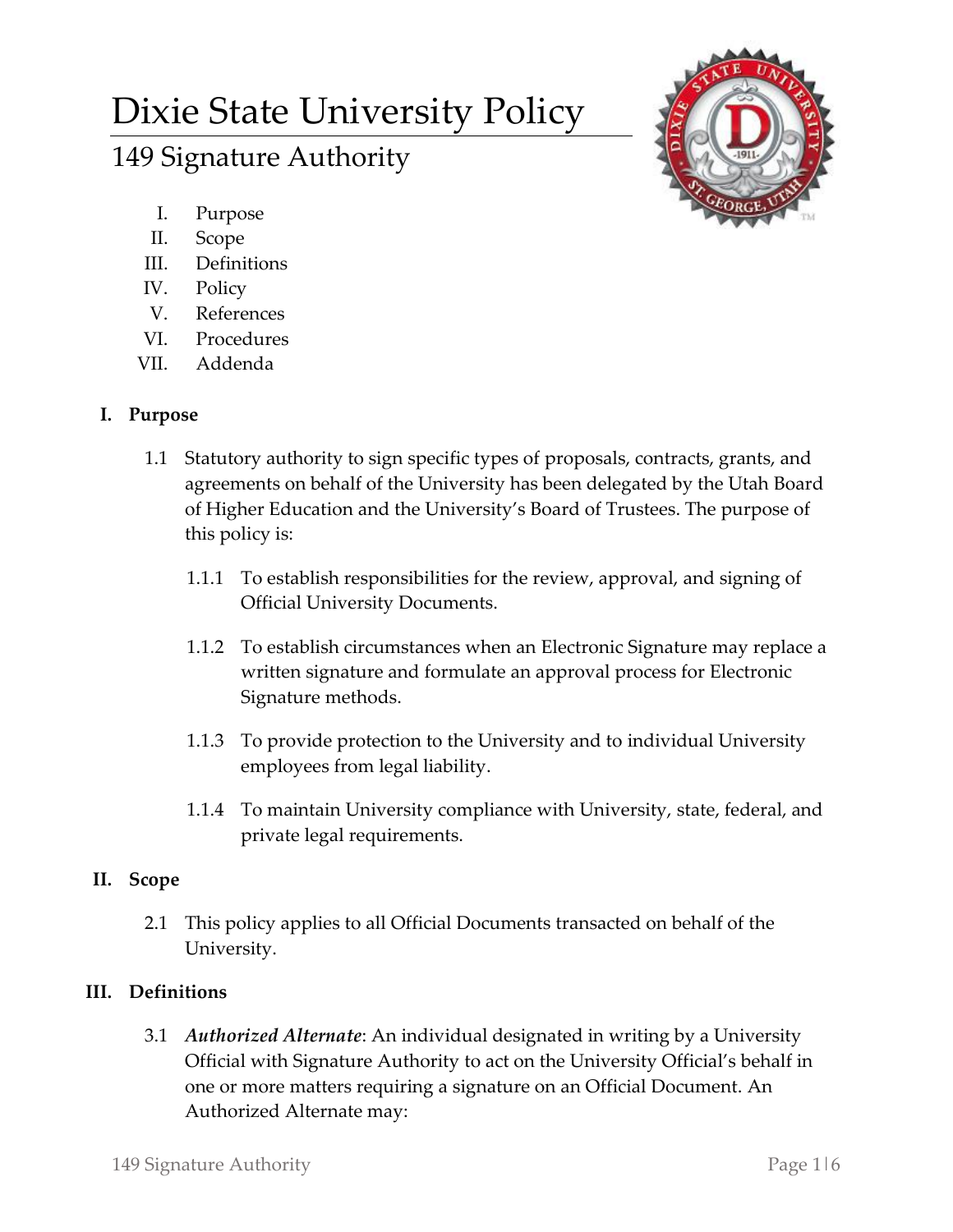# Dixie State University Policy

## 149 Signature Authority

I. Purpose
II. Scope
III. Definitions
IV. Policy
V. References
VI. Procedures
VII. Addenda

### I. Purpose

1.1 Statutory authority to sign specific types of proposals, contracts, grants, and agreements on behalf of the University has been delegated by the Utah Board of Higher Education and the University's Board of Trustees. The purpose of this policy is:

1.1.1 To establish responsibilities for the review, approval, and signing of Official University Documents.

1.1.2 To establish circumstances when an Electronic Signature may replace a written signature and formulate an approval process for Electronic Signature methods.

1.1.3 To provide protection to the University and to individual University employees from legal liability.

1.1.4 To maintain University compliance with University, state, federal, and private legal requirements.

### II. Scope

2.1 This policy applies to all Official Documents transacted on behalf of the University.

### III. Definitions

3.1 *Authorized Alternate*: An individual designated in writing by a University Official with Signature Authority to act on the University Official's behalf in one or more matters requiring a signature on an Official Document. An Authorized Alternate may: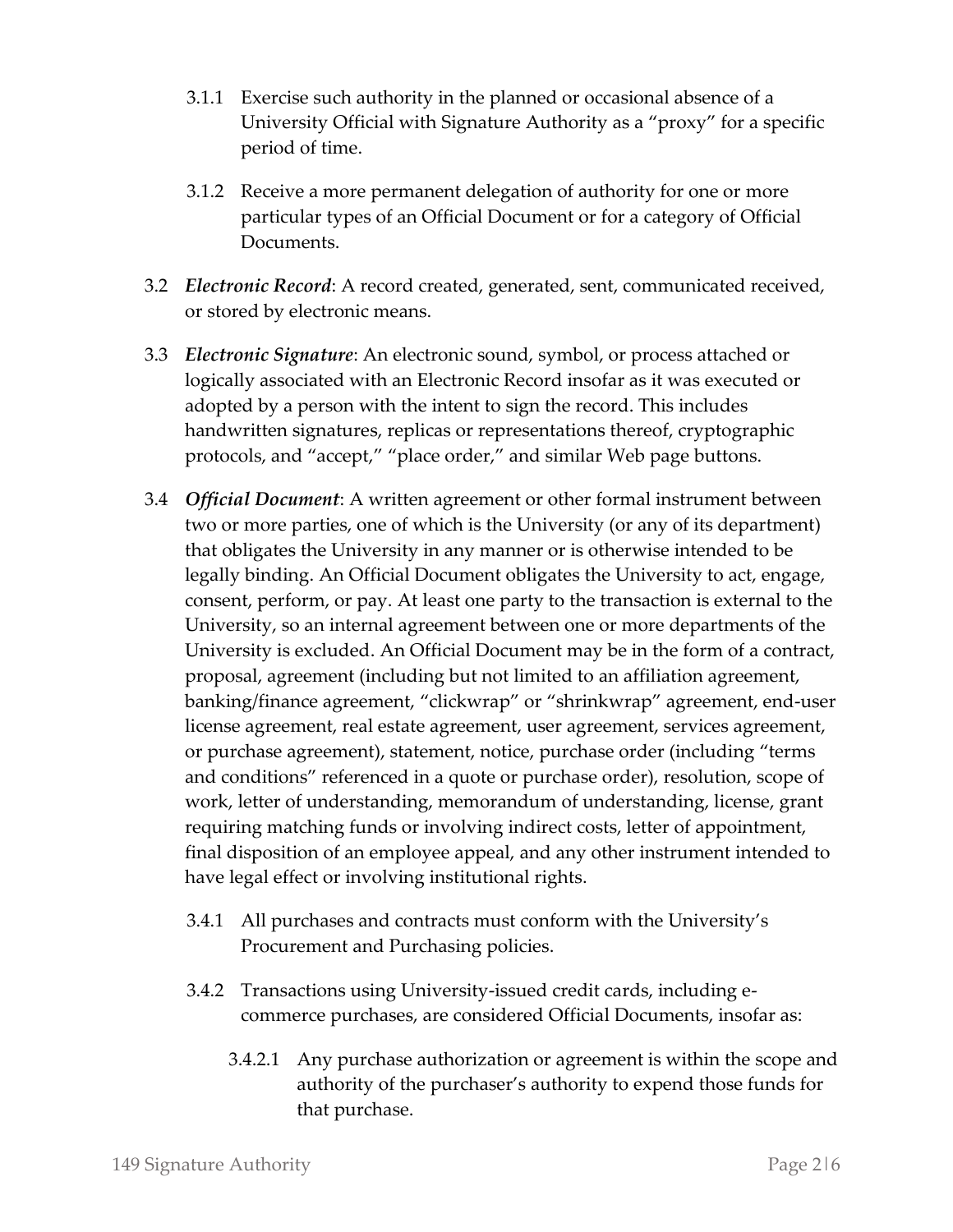3.1.1 Exercise such authority in the planned or occasional absence of a University Official with Signature Authority as a "proxy" for a specific period of time.

3.1.2 Receive a more permanent delegation of authority for one or more particular types of an Official Document or for a category of Official Documents.

3.2 ***Electronic Record***: A record created, generated, sent, communicated received, or stored by electronic means.

3.3 ***Electronic Signature***: An electronic sound, symbol, or process attached or logically associated with an Electronic Record insofar as it was executed or adopted by a person with the intent to sign the record. This includes handwritten signatures, replicas or representations thereof, cryptographic protocols, and "accept," "place order," and similar Web page buttons.

3.4 ***Official Document***: A written agreement or other formal instrument between two or more parties, one of which is the University (or any of its department) that obligates the University in any manner or is otherwise intended to be legally binding. An Official Document obligates the University to act, engage, consent, perform, or pay. At least one party to the transaction is external to the University, so an internal agreement between one or more departments of the University is excluded. An Official Document may be in the form of a contract, proposal, agreement (including but not limited to an affiliation agreement, banking/finance agreement, "clickwrap" or "shrinkwrap" agreement, end-user license agreement, real estate agreement, user agreement, services agreement, or purchase agreement), statement, notice, purchase order (including "terms and conditions" referenced in a quote or purchase order), resolution, scope of work, letter of understanding, memorandum of understanding, license, grant requiring matching funds or involving indirect costs, letter of appointment, final disposition of an employee appeal, and any other instrument intended to have legal effect or involving institutional rights.

3.4.1 All purchases and contracts must conform with the University's Procurement and Purchasing policies.

3.4.2 Transactions using University-issued credit cards, including e-commerce purchases, are considered Official Documents, insofar as:

3.4.2.1 Any purchase authorization or agreement is within the scope and authority of the purchaser's authority to expend those funds for that purchase.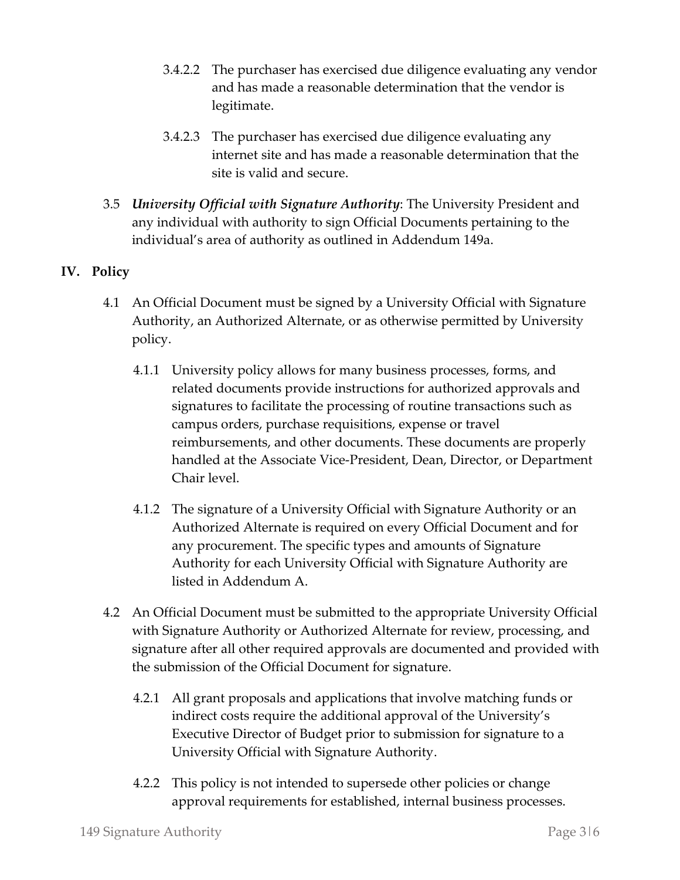3.4.2.2 The purchaser has exercised due diligence evaluating any vendor and has made a reasonable determination that the vendor is legitimate.

3.4.2.3 The purchaser has exercised due diligence evaluating any internet site and has made a reasonable determination that the site is valid and secure.

3.5 ***University Official with Signature Authority***: The University President and any individual with authority to sign Official Documents pertaining to the individual's area of authority as outlined in Addendum 149a.

## IV. Policy

4.1 An Official Document must be signed by a University Official with Signature Authority, an Authorized Alternate, or as otherwise permitted by University policy.

4.1.1 University policy allows for many business processes, forms, and related documents provide instructions for authorized approvals and signatures to facilitate the processing of routine transactions such as campus orders, purchase requisitions, expense or travel reimbursements, and other documents. These documents are properly handled at the Associate Vice-President, Dean, Director, or Department Chair level.

4.1.2 The signature of a University Official with Signature Authority or an Authorized Alternate is required on every Official Document and for any procurement. The specific types and amounts of Signature Authority for each University Official with Signature Authority are listed in Addendum A.

4.2 An Official Document must be submitted to the appropriate University Official with Signature Authority or Authorized Alternate for review, processing, and signature after all other required approvals are documented and provided with the submission of the Official Document for signature.

4.2.1 All grant proposals and applications that involve matching funds or indirect costs require the additional approval of the University's Executive Director of Budget prior to submission for signature to a University Official with Signature Authority.

4.2.2 This policy is not intended to supersede other policies or change approval requirements for established, internal business processes.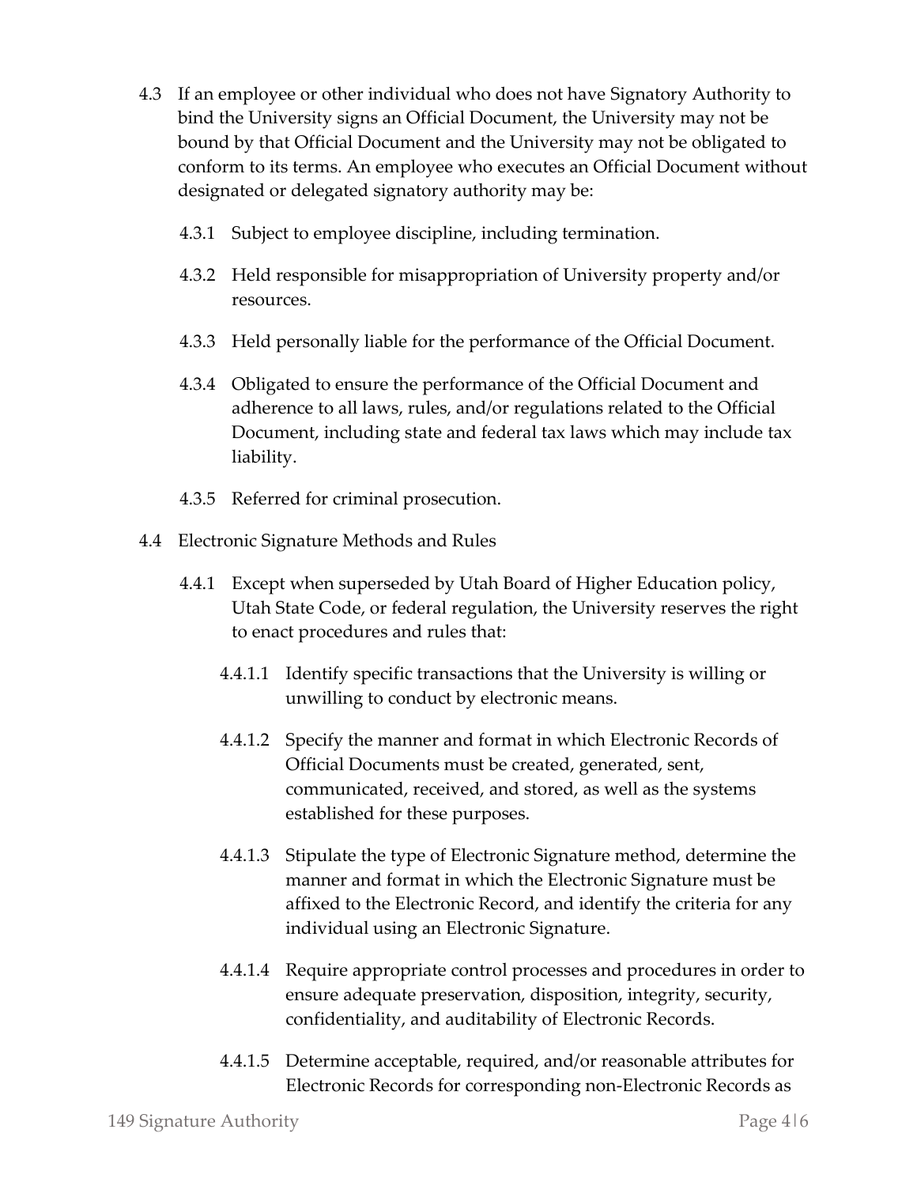4.3 If an employee or other individual who does not have Signatory Authority to bind the University signs an Official Document, the University may not be bound by that Official Document and the University may not be obligated to conform to its terms. An employee who executes an Official Document without designated or delegated signatory authority may be:

   4.3.1 Subject to employee discipline, including termination.

   4.3.2 Held responsible for misappropriation of University property and/or resources.

   4.3.3 Held personally liable for the performance of the Official Document.

   4.3.4 Obligated to ensure the performance of the Official Document and adherence to all laws, rules, and/or regulations related to the Official Document, including state and federal tax laws which may include tax liability.

   4.3.5 Referred for criminal prosecution.

4.4 Electronic Signature Methods and Rules

   4.4.1 Except when superseded by Utah Board of Higher Education policy, Utah State Code, or federal regulation, the University reserves the right to enact procedures and rules that:

      4.4.1.1 Identify specific transactions that the University is willing or unwilling to conduct by electronic means.

      4.4.1.2 Specify the manner and format in which Electronic Records of Official Documents must be created, generated, sent, communicated, received, and stored, as well as the systems established for these purposes.

      4.4.1.3 Stipulate the type of Electronic Signature method, determine the manner and format in which the Electronic Signature must be affixed to the Electronic Record, and identify the criteria for any individual using an Electronic Signature.

      4.4.1.4 Require appropriate control processes and procedures in order to ensure adequate preservation, disposition, integrity, security, confidentiality, and auditability of Electronic Records.

      4.4.1.5 Determine acceptable, required, and/or reasonable attributes for Electronic Records for corresponding non-Electronic Records as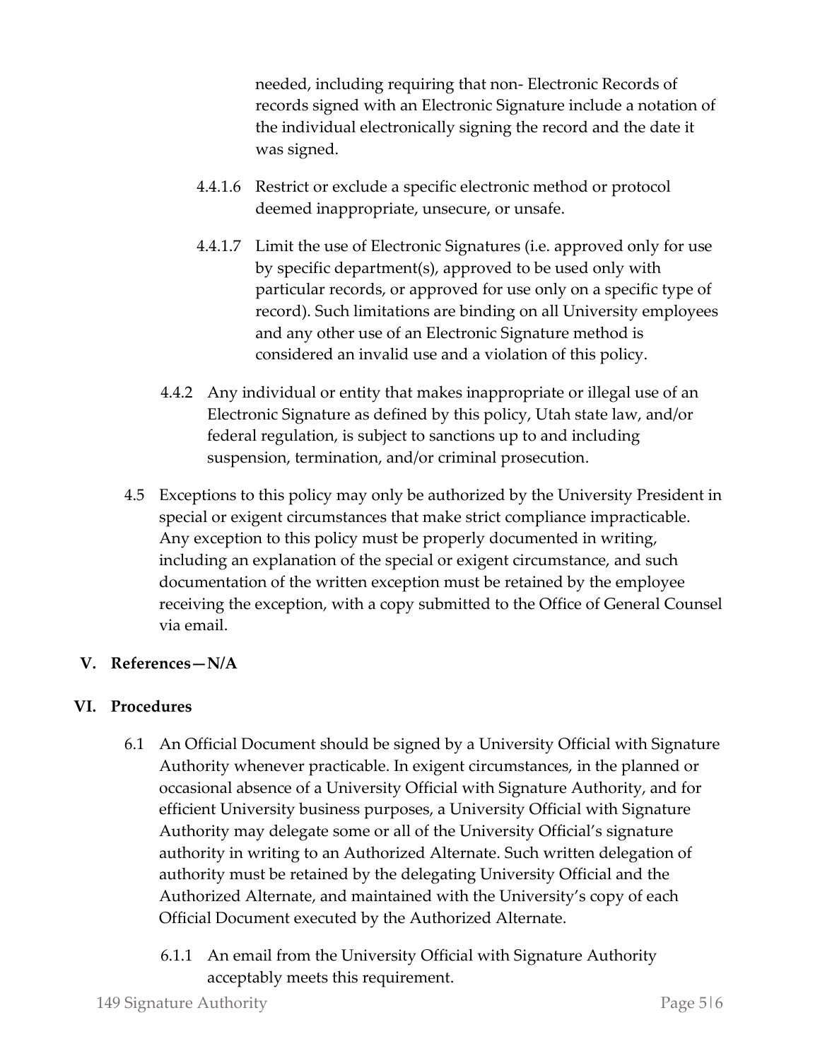needed, including requiring that non- Electronic Records of records signed with an Electronic Signature include a notation of the individual electronically signing the record and the date it was signed.

4.4.1.6 Restrict or exclude a specific electronic method or protocol deemed inappropriate, unsecure, or unsafe.

4.4.1.7 Limit the use of Electronic Signatures (i.e. approved only for use by specific department(s), approved to be used only with particular records, or approved for use only on a specific type of record). Such limitations are binding on all University employees and any other use of an Electronic Signature method is considered an invalid use and a violation of this policy.

4.4.2 Any individual or entity that makes inappropriate or illegal use of an Electronic Signature as defined by this policy, Utah state law, and/or federal regulation, is subject to sanctions up to and including suspension, termination, and/or criminal prosecution.

4.5 Exceptions to this policy may only be authorized by the University President in special or exigent circumstances that make strict compliance impracticable. Any exception to this policy must be properly documented in writing, including an explanation of the special or exigent circumstance, and such documentation of the written exception must be retained by the employee receiving the exception, with a copy submitted to the Office of General Counsel via email.

## V. References—N/A

## VI. Procedures

6.1 An Official Document should be signed by a University Official with Signature Authority whenever practicable. In exigent circumstances, in the planned or occasional absence of a University Official with Signature Authority, and for efficient University business purposes, a University Official with Signature Authority may delegate some or all of the University Official's signature authority in writing to an Authorized Alternate. Such written delegation of authority must be retained by the delegating University Official and the Authorized Alternate, and maintained with the University's copy of each Official Document executed by the Authorized Alternate.

6.1.1 An email from the University Official with Signature Authority acceptably meets this requirement.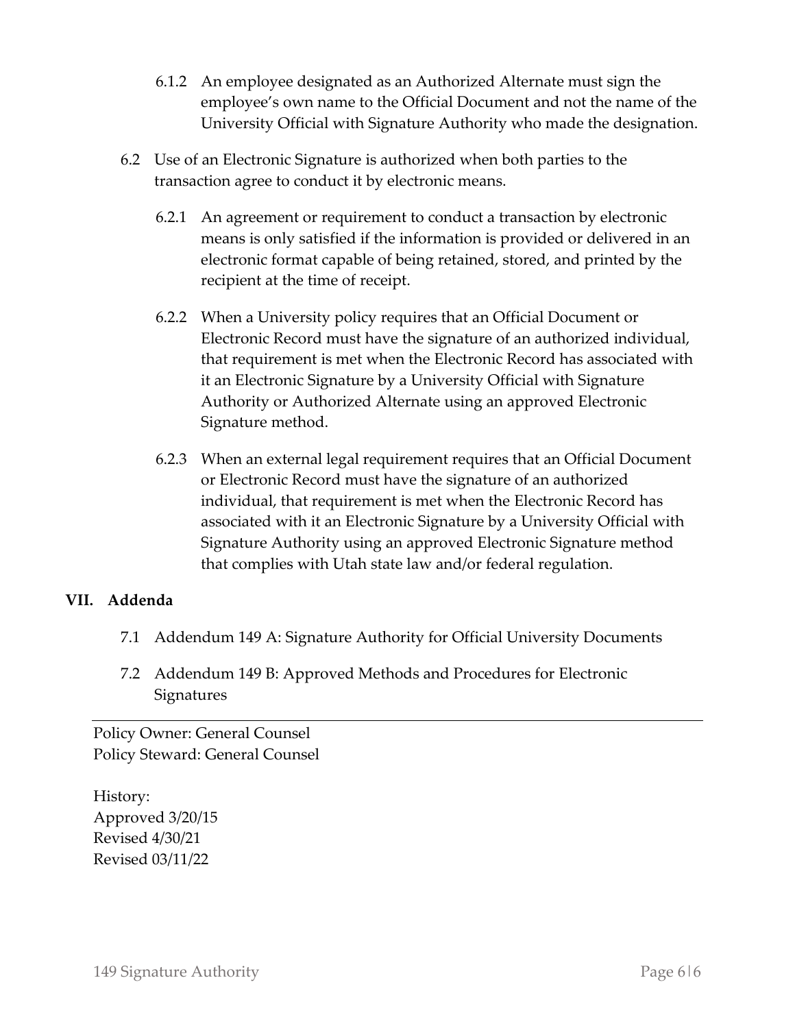6.1.2 An employee designated as an Authorized Alternate must sign the employee's own name to the Official Document and not the name of the University Official with Signature Authority who made the designation.

6.2 Use of an Electronic Signature is authorized when both parties to the transaction agree to conduct it by electronic means.

6.2.1 An agreement or requirement to conduct a transaction by electronic means is only satisfied if the information is provided or delivered in an electronic format capable of being retained, stored, and printed by the recipient at the time of receipt.

6.2.2 When a University policy requires that an Official Document or Electronic Record must have the signature of an authorized individual, that requirement is met when the Electronic Record has associated with it an Electronic Signature by a University Official with Signature Authority or Authorized Alternate using an approved Electronic Signature method.

6.2.3 When an external legal requirement requires that an Official Document or Electronic Record must have the signature of an authorized individual, that requirement is met when the Electronic Record has associated with it an Electronic Signature by a University Official with Signature Authority using an approved Electronic Signature method that complies with Utah state law and/or federal regulation.

## VII. Addenda

7.1 Addendum 149 A: Signature Authority for Official University Documents

7.2 Addendum 149 B: Approved Methods and Procedures for Electronic Signatures

---

Policy Owner: General Counsel
Policy Steward: General Counsel

History:
Approved 3/20/15
Revised 4/30/21
Revised 03/11/22